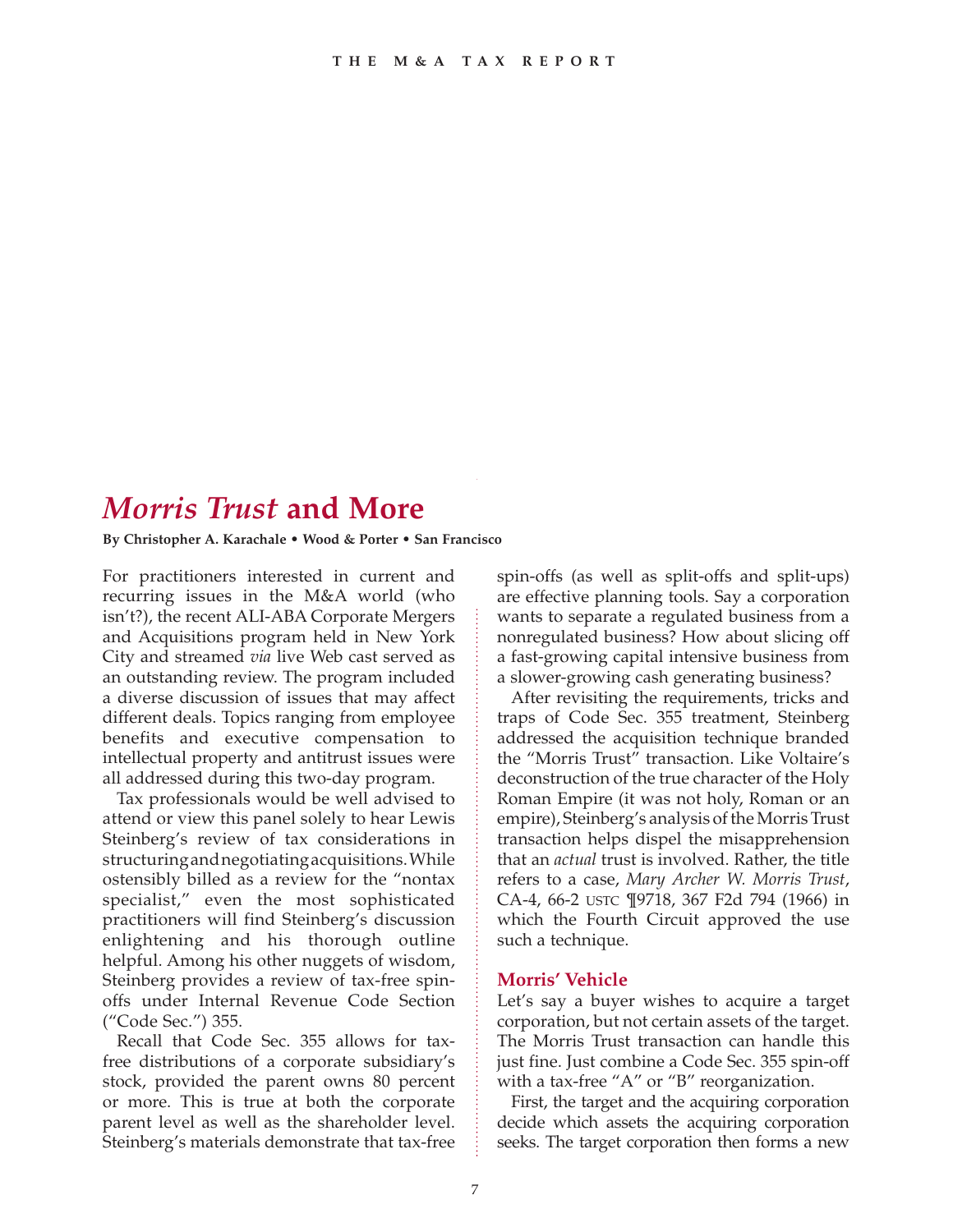# *Morris Trust* and More

**By Christopher A. Karachale • Wood & Porter • San Francisco**

For practitioners interested in current and recurring issues in the M&A world (who isn't?), the recent ALI-ABA Corporate Mergers and Acquisitions program held in New York City and streamed *via* live Web cast served as an outstanding review. The program included a diverse discussion of issues that may affect different deals. Topics ranging from employee benefits and executive compensation to intellectual property and antitrust issues were all addressed during this two-day program.

Tax professionals would be well advised to attend or view this panel solely to hear Lewis Steinberg's review of tax considerations in structuring and negotiating acquisitions. While ostensibly billed as a review for the "nontax specialist," even the most sophisticated practitioners will find Steinberg's discussion enlightening and his thorough outline helpful. Among his other nuggets of wisdom, Steinberg provides a review of tax-free spin-offs under Internal Revenue Code Section ("Code Sec.") 355.

Recall that Code Sec. 355 allows for tax-free distributions of a corporate subsidiary's stock, provided the parent owns 80 percent or more. This is true at both the corporate parent level as well as the shareholder level. Steinberg's materials demonstrate that tax-free spin-offs (as well as split-offs and split-ups) are effective planning tools. Say a corporation wants to separate a regulated business from a nonregulated business? How about slicing off a fast-growing capital intensive business from a slower-growing cash generating business?

After revisiting the requirements, tricks and traps of Code Sec. 355 treatment, Steinberg addressed the acquisition technique branded the "Morris Trust" transaction. Like Voltaire's deconstruction of the true character of the Holy Roman Empire (it was not holy, Roman or an empire), Steinberg's analysis of the Morris Trust transaction helps dispel the misapprehension that an *actual* trust is involved. Rather, the title refers to a case, *Mary Archer W. Morris Trust*, CA-4, 66-2 USTC ¶9718, 367 F2d 794 (1966) in which the Fourth Circuit approved the use such a technique.

## Morris' Vehicle

Let's say a buyer wishes to acquire a target corporation, but not certain assets of the target. The Morris Trust transaction can handle this just fine. Just combine a Code Sec. 355 spin-off with a tax-free "A" or "B" reorganization.

First, the target and the acquiring corporation decide which assets the acquiring corporation seeks. The target corporation then forms a new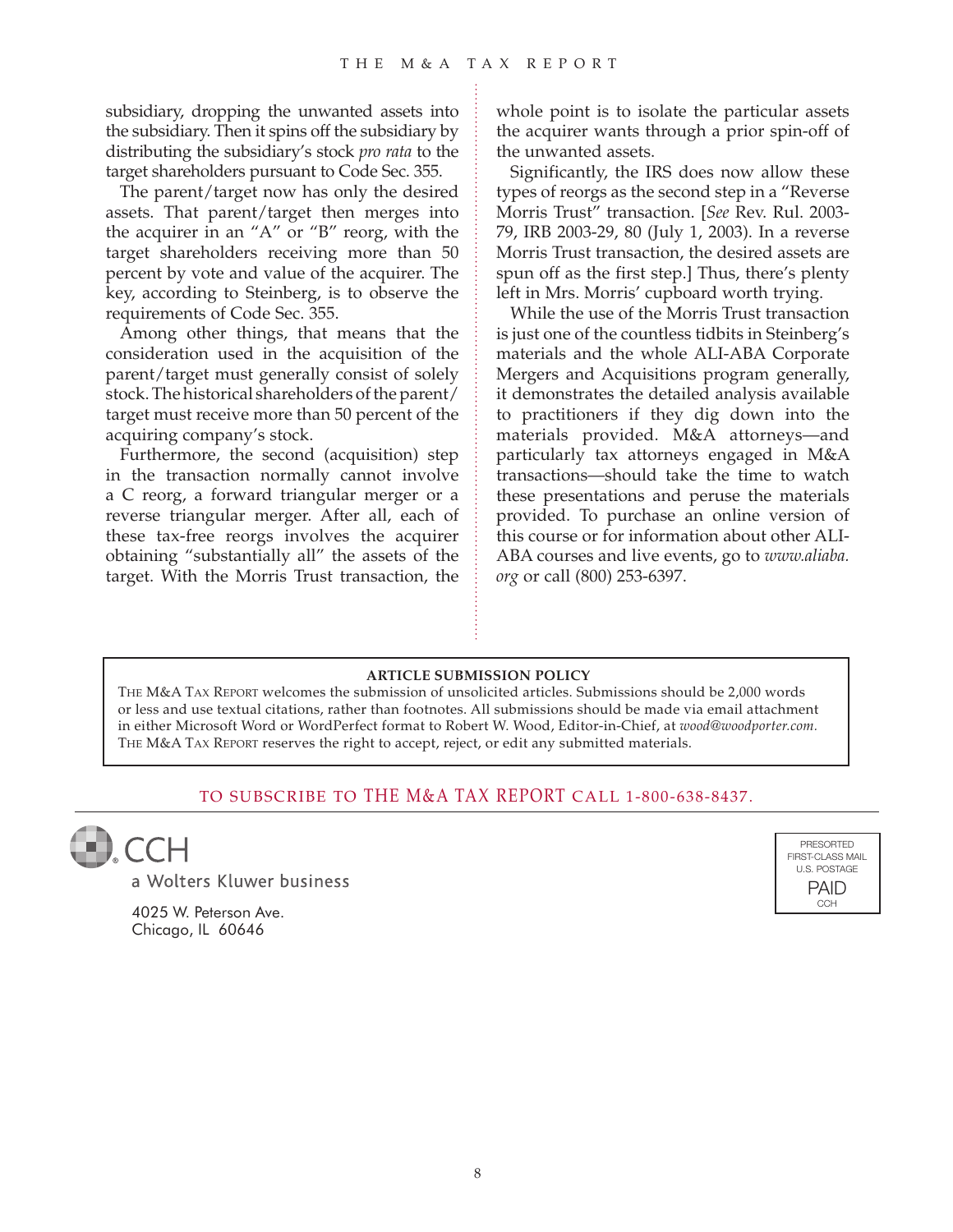subsidiary, dropping the unwanted assets into the subsidiary. Then it spins off the subsidiary by distributing the subsidiary's stock *pro rata* to the target shareholders pursuant to Code Sec. 355.

The parent/target now has only the desired assets. That parent/target then merges into the acquirer in an "A" or "B" reorg, with the target shareholders receiving more than 50 percent by vote and value of the acquirer. The key, according to Steinberg, is to observe the requirements of Code Sec. 355.

Among other things, that means that the consideration used in the acquisition of the parent/target must generally consist of solely stock. The historical shareholders of the parent/target must receive more than 50 percent of the acquiring company's stock.

Furthermore, the second (acquisition) step in the transaction normally cannot involve a C reorg, a forward triangular merger or a reverse triangular merger. After all, each of these tax-free reorgs involves the acquirer obtaining "substantially all" the assets of the target. With the Morris Trust transaction, the whole point is to isolate the particular assets the acquirer wants through a prior spin-off of the unwanted assets.

Significantly, the IRS does now allow these types of reorgs as the second step in a "Reverse Morris Trust" transaction. [*See* Rev. Rul. 2003-79, IRB 2003-29, 80 (July 1, 2003). In a reverse Morris Trust transaction, the desired assets are spun off as the first step.] Thus, there's plenty left in Mrs. Morris' cupboard worth trying.

While the use of the Morris Trust transaction is just one of the countless tidbits in Steinberg's materials and the whole ALI-ABA Corporate Mergers and Acquisitions program generally, it demonstrates the detailed analysis available to practitioners if they dig down into the materials provided. M&A attorneys—and particularly tax attorneys engaged in M&A transactions—should take the time to watch these presentations and peruse the materials provided. To purchase an online version of this course or for information about other ALI-ABA courses and live events, go to *www.aliaba.org* or call (800) 253-6397.

**ARTICLE SUBMISSION POLICY**

THE M&A TAX REPORT welcomes the submission of unsolicited articles. Submissions should be 2,000 words or less and use textual citations, rather than footnotes. All submissions should be made via email attachment in either Microsoft Word or WordPerfect format to Robert W. Wood, Editor-in-Chief, at *wood@woodporter.com.* THE M&A TAX REPORT reserves the right to accept, reject, or edit any submitted materials.

TO SUBSCRIBE TO THE M&A TAX REPORT CALL 1-800-638-8437.

CCH
a Wolters Kluwer business

4025 W. Peterson Ave.
Chicago, IL 60646

PRESORTED
FIRST-CLASS MAIL
U.S. POSTAGE
PAID
CCH